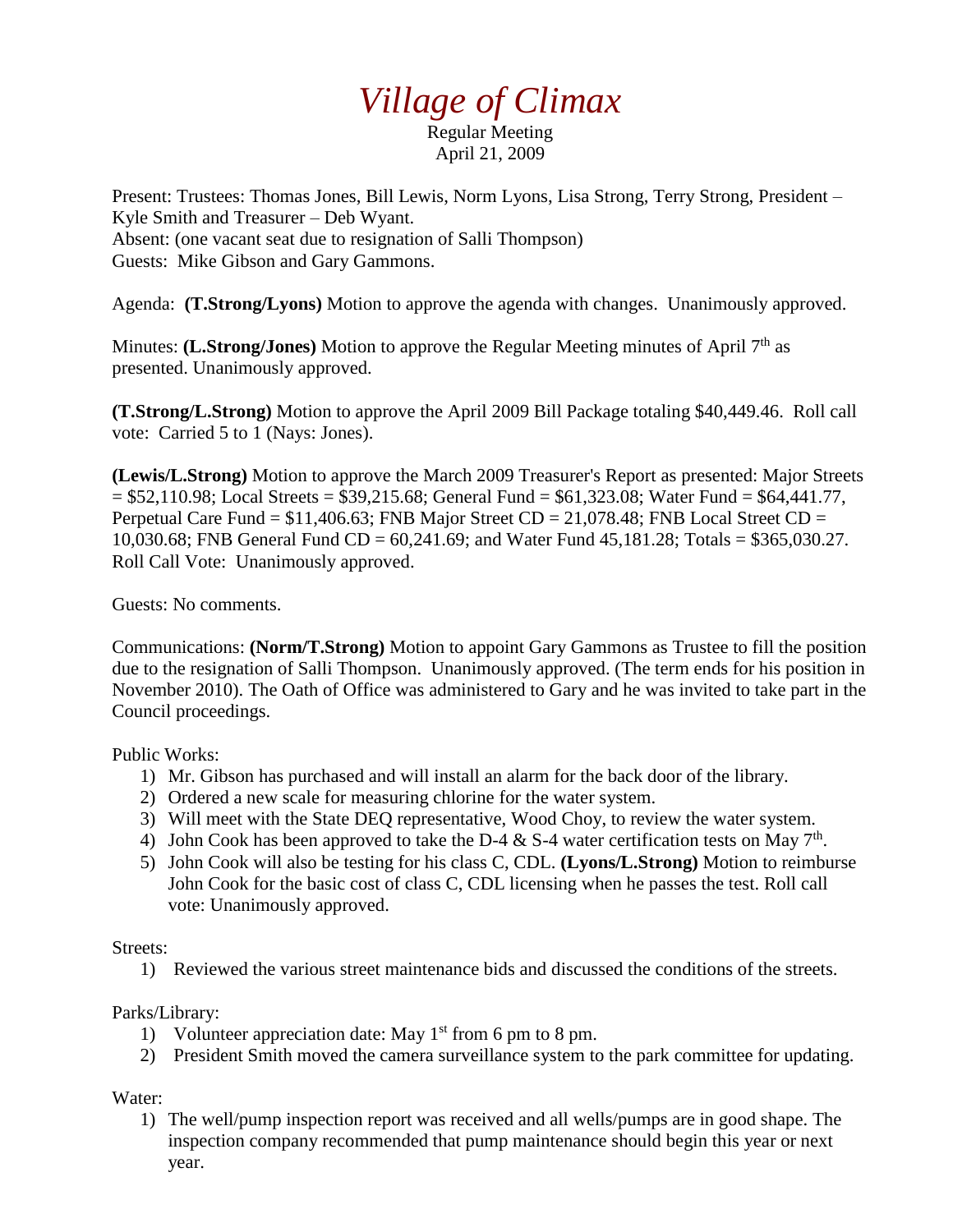# *Village of Climax*

Regular Meeting
April 21, 2009

Present: Trustees: Thomas Jones, Bill Lewis, Norm Lyons, Lisa Strong, Terry Strong, President – Kyle Smith and Treasurer – Deb Wyant.
Absent: (one vacant seat due to resignation of Salli Thompson)
Guests: Mike Gibson and Gary Gammons.

Agenda: **(T.Strong/Lyons)** Motion to approve the agenda with changes. Unanimously approved.

Minutes: **(L.Strong/Jones)** Motion to approve the Regular Meeting minutes of April 7th as presented. Unanimously approved.

**(T.Strong/L.Strong)** Motion to approve the April 2009 Bill Package totaling $40,449.46. Roll call vote: Carried 5 to 1 (Nays: Jones).

**(Lewis/L.Strong)** Motion to approve the March 2009 Treasurer's Report as presented: Major Streets = $52,110.98; Local Streets = $39,215.68; General Fund = $61,323.08; Water Fund = $64,441.77, Perpetual Care Fund = $11,406.63; FNB Major Street CD = 21,078.48; FNB Local Street CD = 10,030.68; FNB General Fund CD = 60,241.69; and Water Fund 45,181.28; Totals = $365,030.27. Roll Call Vote: Unanimously approved.

Guests: No comments.

Communications: **(Norm/T.Strong)** Motion to appoint Gary Gammons as Trustee to fill the position due to the resignation of Salli Thompson. Unanimously approved. (The term ends for his position in November 2010). The Oath of Office was administered to Gary and he was invited to take part in the Council proceedings.

Public Works:

1) Mr. Gibson has purchased and will install an alarm for the back door of the library.
2) Ordered a new scale for measuring chlorine for the water system.
3) Will meet with the State DEQ representative, Wood Choy, to review the water system.
4) John Cook has been approved to take the D-4 & S-4 water certification tests on May 7th.
5) John Cook will also be testing for his class C, CDL. **(Lyons/L.Strong)** Motion to reimburse John Cook for the basic cost of class C, CDL licensing when he passes the test. Roll call vote: Unanimously approved.

Streets:

1) Reviewed the various street maintenance bids and discussed the conditions of the streets.

Parks/Library:

1) Volunteer appreciation date: May 1st from 6 pm to 8 pm.
2) President Smith moved the camera surveillance system to the park committee for updating.

Water:

1) The well/pump inspection report was received and all wells/pumps are in good shape. The inspection company recommended that pump maintenance should begin this year or next year.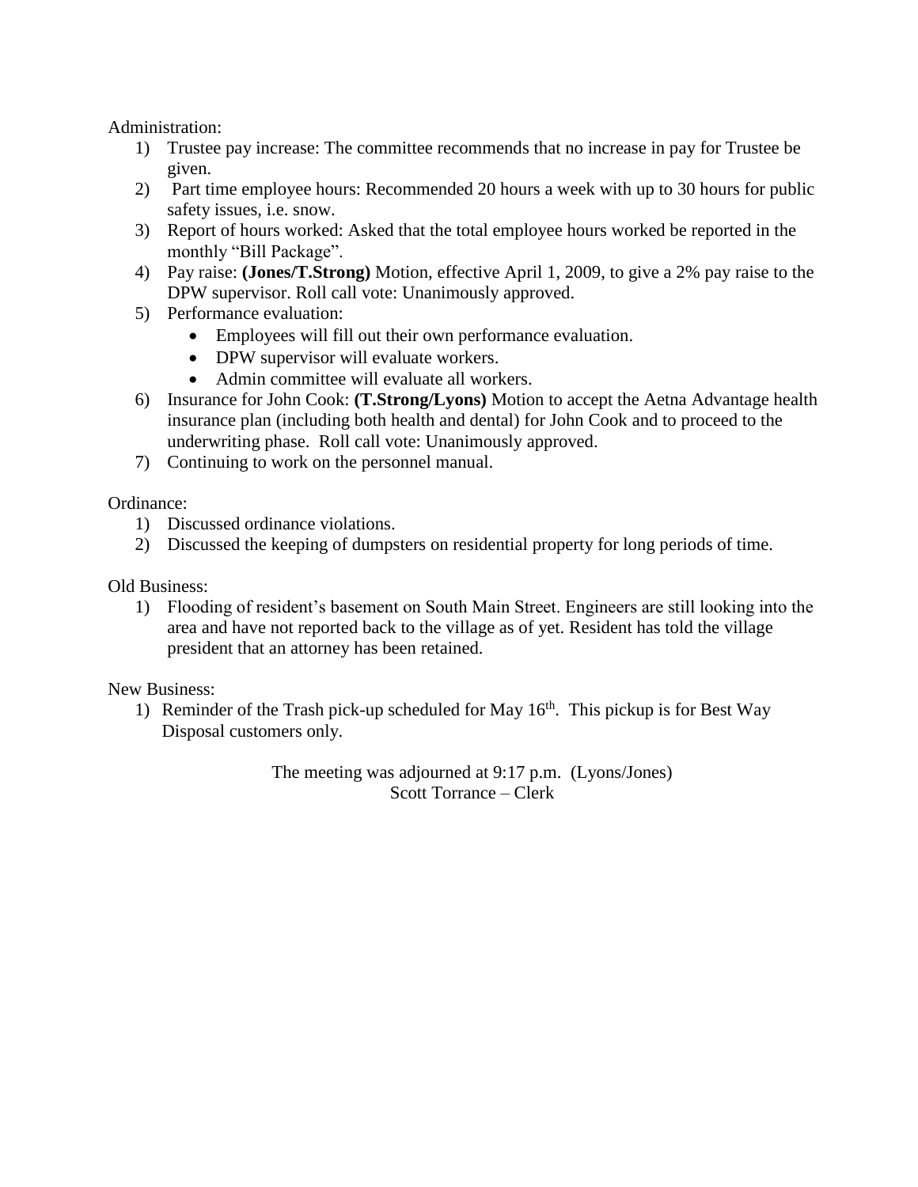Administration:

1) Trustee pay increase: The committee recommends that no increase in pay for Trustee be given.
2) Part time employee hours: Recommended 20 hours a week with up to 30 hours for public safety issues, i.e. snow.
3) Report of hours worked: Asked that the total employee hours worked be reported in the monthly "Bill Package".
4) Pay raise: **(Jones/T.Strong)** Motion, effective April 1, 2009, to give a 2% pay raise to the DPW supervisor. Roll call vote: Unanimously approved.
5) Performance evaluation:
   - Employees will fill out their own performance evaluation.
   - DPW supervisor will evaluate workers.
   - Admin committee will evaluate all workers.
6) Insurance for John Cook: **(T.Strong/Lyons)** Motion to accept the Aetna Advantage health insurance plan (including both health and dental) for John Cook and to proceed to the underwriting phase. Roll call vote: Unanimously approved.
7) Continuing to work on the personnel manual.

Ordinance:

1) Discussed ordinance violations.
2) Discussed the keeping of dumpsters on residential property for long periods of time.

Old Business:

1) Flooding of resident's basement on South Main Street. Engineers are still looking into the area and have not reported back to the village as of yet. Resident has told the village president that an attorney has been retained.

New Business:

1) Reminder of the Trash pick-up scheduled for May 16th. This pickup is for Best Way Disposal customers only.

The meeting was adjourned at 9:17 p.m. (Lyons/Jones)
Scott Torrance – Clerk